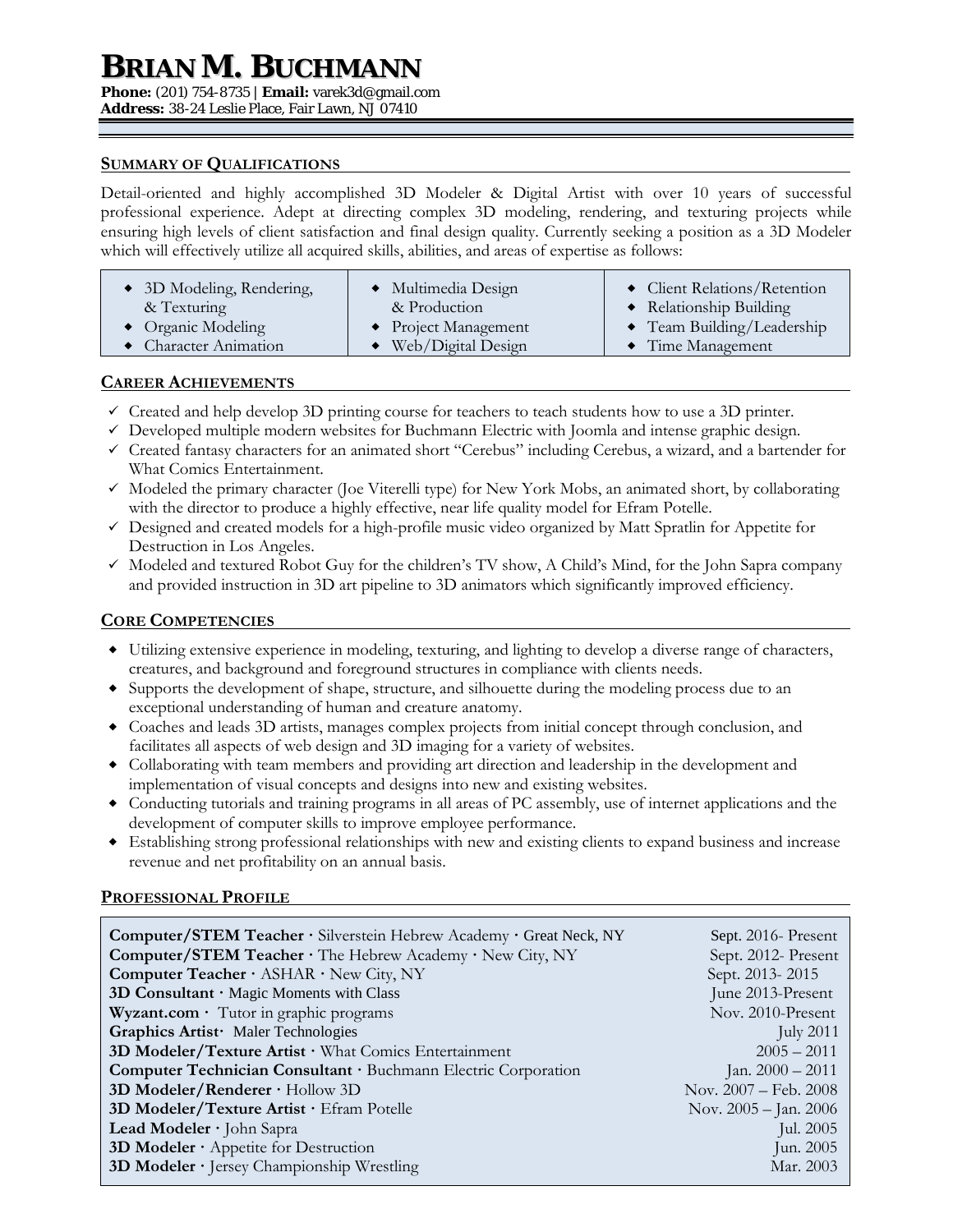# BRIAN M. BUCHMANN

**Phone:** (201) 754-8735 | **Email:** varek3d@gmail.com
**Address:** 38-24 Leslie Place, Fair Lawn, NJ 07410

## SUMMARY OF QUALIFICATIONS

Detail-oriented and highly accomplished 3D Modeler & Digital Artist with over 10 years of successful professional experience. Adept at directing complex 3D modeling, rendering, and texturing projects while ensuring high levels of client satisfaction and final design quality. Currently seeking a position as a 3D Modeler which will effectively utilize all acquired skills, abilities, and areas of expertise as follows:

| | | |
|---|---|---|
| ◆ 3D Modeling, Rendering, & Texturing | ◆ Multimedia Design & Production | ◆ Client Relations/Retention |
| ◆ Organic Modeling | ◆ Project Management | ◆ Relationship Building |
| ◆ Character Animation | ◆ Web/Digital Design | ◆ Team Building/Leadership |
| | | ◆ Time Management |

## CAREER ACHIEVEMENTS

- ✓ Created and help develop 3D printing course for teachers to teach students how to use a 3D printer.
- ✓ Developed multiple modern websites for Buchmann Electric with Joomla and intense graphic design.
- ✓ Created fantasy characters for an animated short "Cerebus" including Cerebus, a wizard, and a bartender for What Comics Entertainment.
- ✓ Modeled the primary character (Joe Viterelli type) for New York Mobs, an animated short, by collaborating with the director to produce a highly effective, near life quality model for Efram Potelle.
- ✓ Designed and created models for a high-profile music video organized by Matt Spratlin for Appetite for Destruction in Los Angeles.
- ✓ Modeled and textured Robot Guy for the children's TV show, A Child's Mind, for the John Sapra company and provided instruction in 3D art pipeline to 3D animators which significantly improved efficiency.

## CORE COMPETENCIES

- Utilizing extensive experience in modeling, texturing, and lighting to develop a diverse range of characters, creatures, and background and foreground structures in compliance with clients needs.
- Supports the development of shape, structure, and silhouette during the modeling process due to an exceptional understanding of human and creature anatomy.
- Coaches and leads 3D artists, manages complex projects from initial concept through conclusion, and facilitates all aspects of web design and 3D imaging for a variety of websites.
- Collaborating with team members and providing art direction and leadership in the development and implementation of visual concepts and designs into new and existing websites.
- Conducting tutorials and training programs in all areas of PC assembly, use of internet applications and the development of computer skills to improve employee performance.
- Establishing strong professional relationships with new and existing clients to expand business and increase revenue and net profitability on an annual basis.

## PROFESSIONAL PROFILE

| Position | Dates |
|---|---|
| **Computer/STEM Teacher** · Silverstein Hebrew Academy · Great Neck, NY | Sept. 2016- Present |
| **Computer/STEM Teacher** · The Hebrew Academy · New City, NY | Sept. 2012- Present |
| **Computer Teacher** · ASHAR · New City, NY | Sept. 2013- 2015 |
| **3D Consultant** · Magic Moments with Class | June 2013-Present |
| **Wyzant.com** · Tutor in graphic programs | Nov. 2010-Present |
| **Graphics Artist**· Maler Technologies | July 2011 |
| **3D Modeler/Texture Artist** · What Comics Entertainment | 2005 – 2011 |
| **Computer Technician Consultant** · Buchmann Electric Corporation | Jan. 2000 – 2011 |
| **3D Modeler/Renderer** · Hollow 3D | Nov. 2007 – Feb. 2008 |
| **3D Modeler/Texture Artist** · Efram Potelle | Nov. 2005 – Jan. 2006 |
| **Lead Modeler** · John Sapra | Jul. 2005 |
| **3D Modeler** · Appetite for Destruction | Jun. 2005 |
| **3D Modeler** · Jersey Championship Wrestling | Mar. 2003 |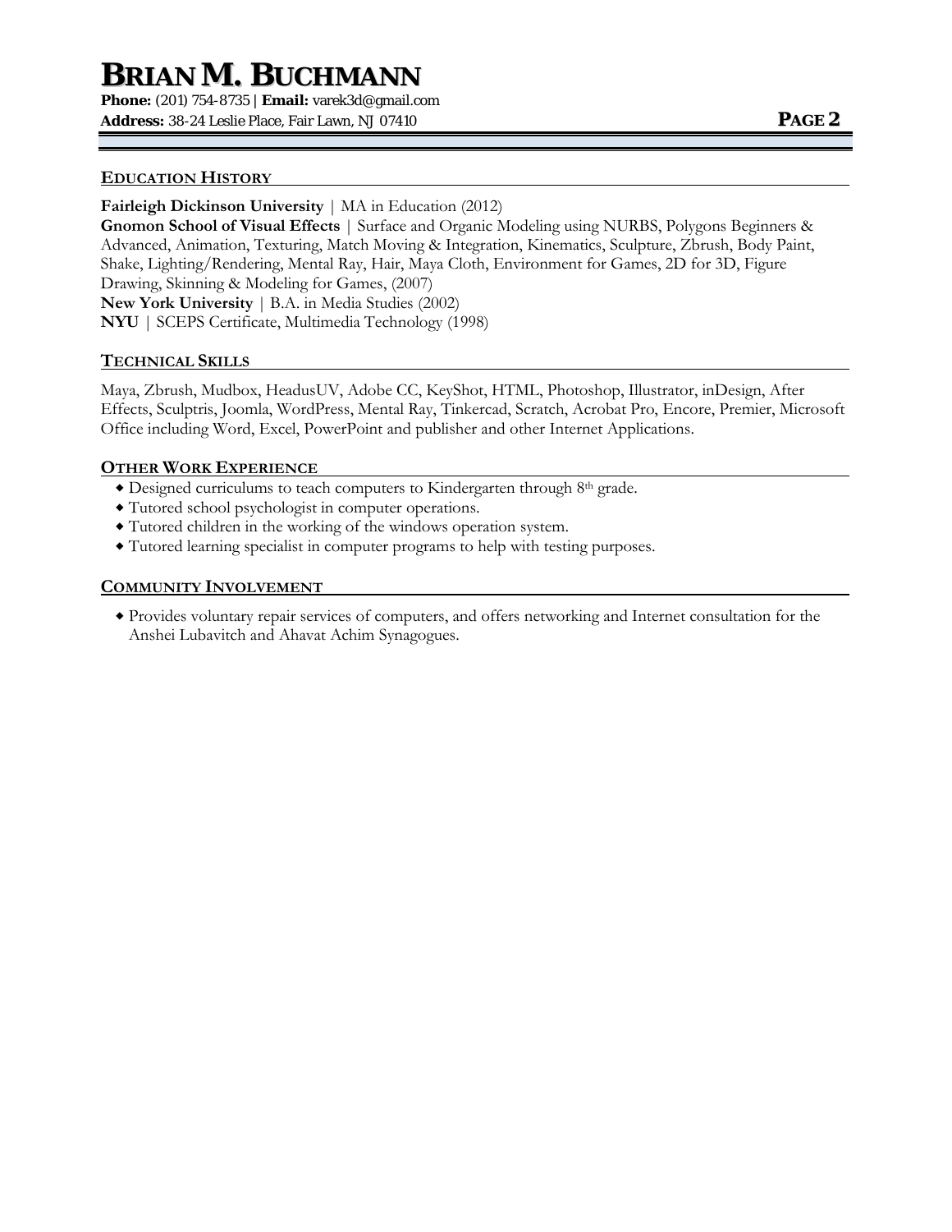## Education History

**Fairleigh Dickinson University** | MA in Education (2012)
**Gnomon School of Visual Effects** | Surface and Organic Modeling using NURBS, Polygons Beginners & Advanced, Animation, Texturing, Match Moving & Integration, Kinematics, Sculpture, Zbrush, Body Paint, Shake, Lighting/Rendering, Mental Ray, Hair, Maya Cloth, Environment for Games, 2D for 3D, Figure Drawing, Skinning & Modeling for Games, (2007)
**New York University** | B.A. in Media Studies (2002)
**NYU** | SCEPS Certificate, Multimedia Technology (1998)

## Technical Skills

Maya, Zbrush, Mudbox, HeadusUV, Adobe CC, KeyShot, HTML, Photoshop, Illustrator, inDesign, After Effects, Sculptris, Joomla, WordPress, Mental Ray, Tinkercad, Scratch, Acrobat Pro, Encore, Premier, Microsoft Office including Word, Excel, PowerPoint and publisher and other Internet Applications.

## Other Work Experience

- Designed curriculums to teach computers to Kindergarten through 8th grade.
- Tutored school psychologist in computer operations.
- Tutored children in the working of the windows operation system.
- Tutored learning specialist in computer programs to help with testing purposes.

## Community Involvement

- Provides voluntary repair services of computers, and offers networking and Internet consultation for the Anshei Lubavitch and Ahavat Achim Synagogues.